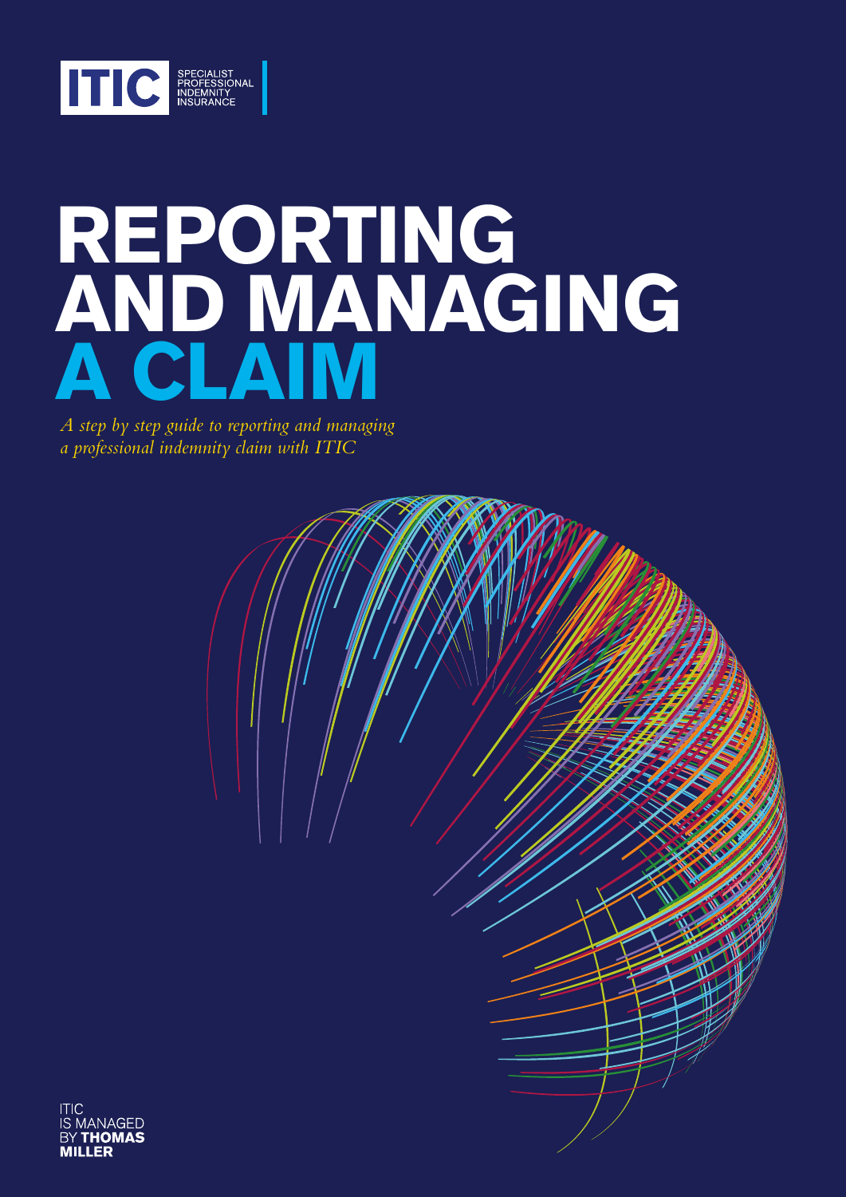ITIC SPECIALIST PROFESSIONAL INDEMNITY INSURANCE

# REPORTING AND MANAGING A CLAIM

*A step by step guide to reporting and managing a professional indemnity claim with ITIC*

ITIC IS MANAGED BY **THOMAS MILLER**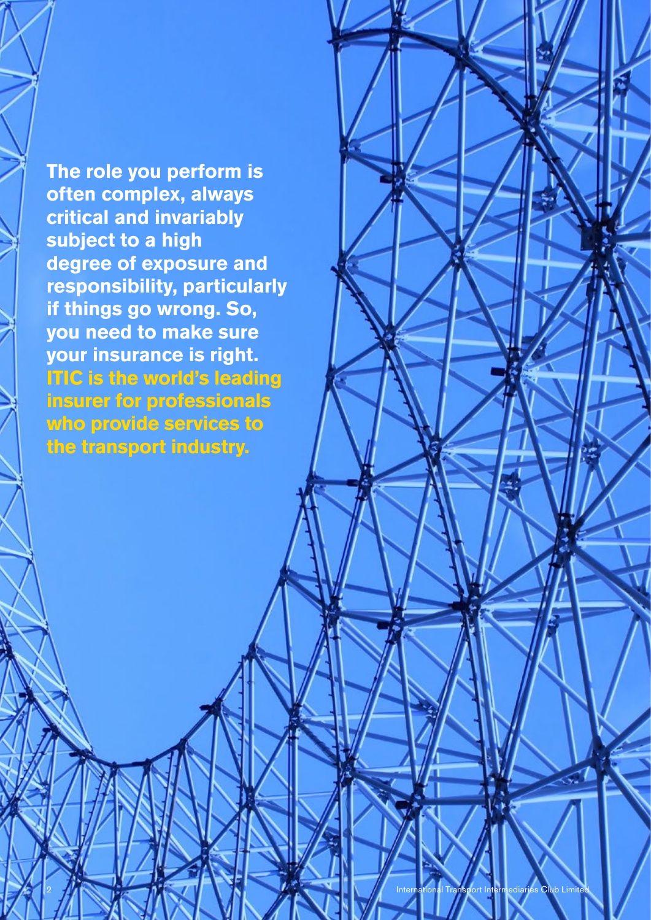**The role you perform is often complex, always critical and invariably subject to a high degree of exposure and responsibility, particularly if things go wrong. So, you need to make sure your insurance is right.**

**ITIC is the world's leading insurer for professionals who provide services to the transport industry.**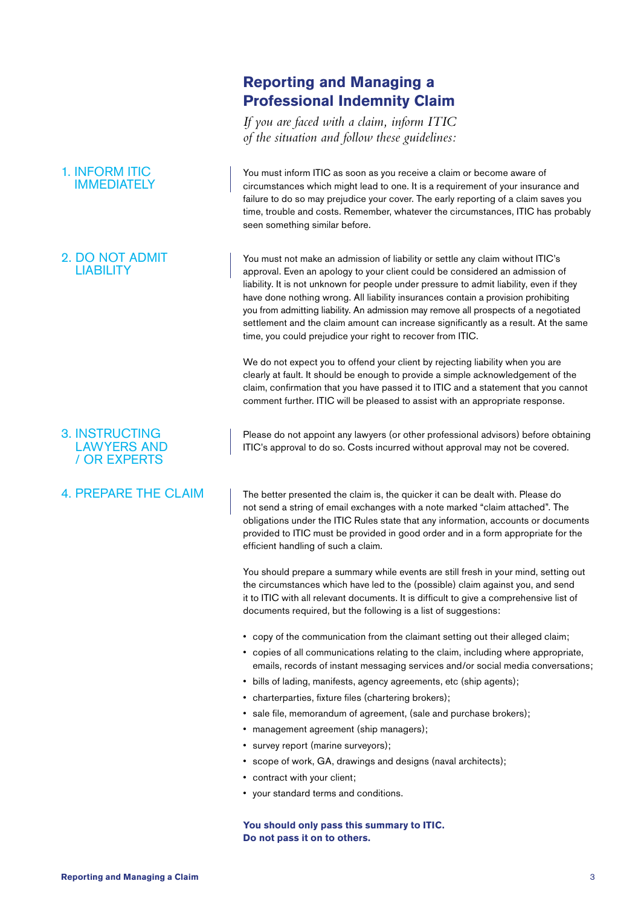# Reporting and Managing a Professional Indemnity Claim

*If you are faced with a claim, inform ITIC of the situation and follow these guidelines:*

## 1. INFORM ITIC IMMEDIATELY

You must inform ITIC as soon as you receive a claim or become aware of circumstances which might lead to one. It is a requirement of your insurance and failure to do so may prejudice your cover. The early reporting of a claim saves you time, trouble and costs. Remember, whatever the circumstances, ITIC has probably seen something similar before.

## 2. DO NOT ADMIT LIABILITY

You must not make an admission of liability or settle any claim without ITIC's approval. Even an apology to your client could be considered an admission of liability. It is not unknown for people under pressure to admit liability, even if they have done nothing wrong. All liability insurances contain a provision prohibiting you from admitting liability. An admission may remove all prospects of a negotiated settlement and the claim amount can increase significantly as a result. At the same time, you could prejudice your right to recover from ITIC.

We do not expect you to offend your client by rejecting liability when you are clearly at fault. It should be enough to provide a simple acknowledgement of the claim, confirmation that you have passed it to ITIC and a statement that you cannot comment further. ITIC will be pleased to assist with an appropriate response.

## 3. INSTRUCTING LAWYERS AND / OR EXPERTS

Please do not appoint any lawyers (or other professional advisors) before obtaining ITIC's approval to do so. Costs incurred without approval may not be covered.

## 4. PREPARE THE CLAIM

The better presented the claim is, the quicker it can be dealt with. Please do not send a string of email exchanges with a note marked "claim attached". The obligations under the ITIC Rules state that any information, accounts or documents provided to ITIC must be provided in good order and in a form appropriate for the efficient handling of such a claim.

You should prepare a summary while events are still fresh in your mind, setting out the circumstances which have led to the (possible) claim against you, and send it to ITIC with all relevant documents. It is difficult to give a comprehensive list of documents required, but the following is a list of suggestions:

- copy of the communication from the claimant setting out their alleged claim;
- copies of all communications relating to the claim, including where appropriate, emails, records of instant messaging services and/or social media conversations;
- bills of lading, manifests, agency agreements, etc (ship agents);
- charterparties, fixture files (chartering brokers);
- sale file, memorandum of agreement, (sale and purchase brokers);
- management agreement (ship managers);
- survey report (marine surveyors);
- scope of work, GA, drawings and designs (naval architects);
- contract with your client;
- your standard terms and conditions.

**You should only pass this summary to ITIC. Do not pass it on to others.**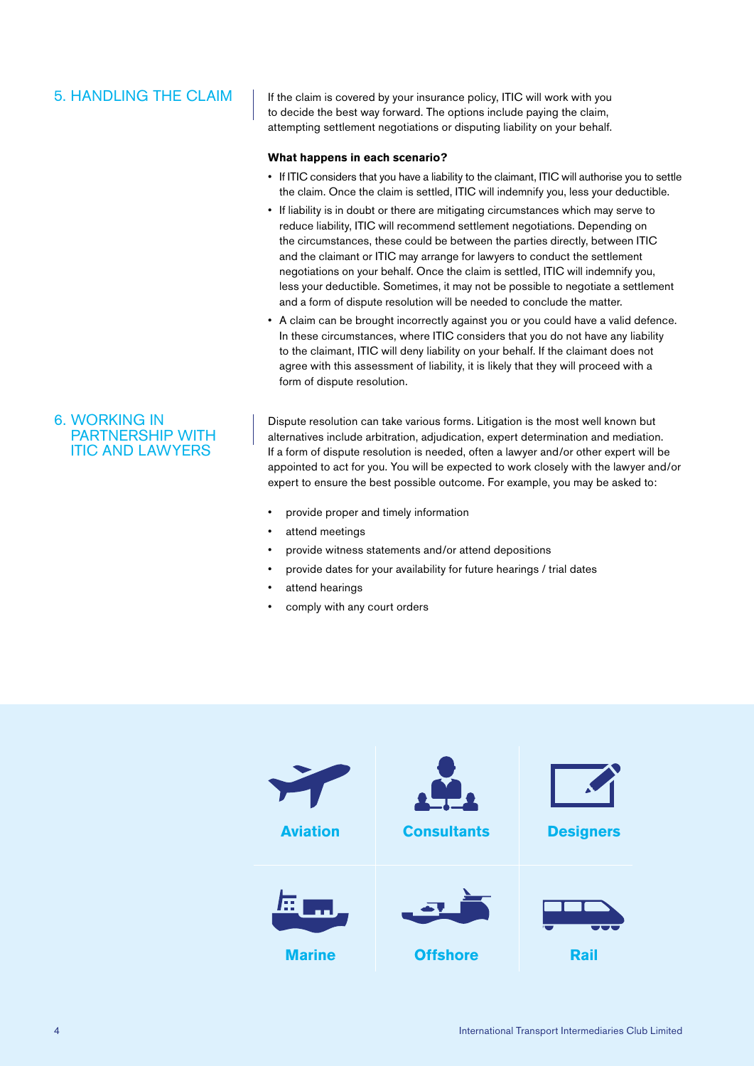## 5. HANDLING THE CLAIM

If the claim is covered by your insurance policy, ITIC will work with you to decide the best way forward. The options include paying the claim, attempting settlement negotiations or disputing liability on your behalf.

**What happens in each scenario?**

- If ITIC considers that you have a liability to the claimant, ITIC will authorise you to settle the claim. Once the claim is settled, ITIC will indemnify you, less your deductible.
- If liability is in doubt or there are mitigating circumstances which may serve to reduce liability, ITIC will recommend settlement negotiations. Depending on the circumstances, these could be between the parties directly, between ITIC and the claimant or ITIC may arrange for lawyers to conduct the settlement negotiations on your behalf. Once the claim is settled, ITIC will indemnify you, less your deductible. Sometimes, it may not be possible to negotiate a settlement and a form of dispute resolution will be needed to conclude the matter.
- A claim can be brought incorrectly against you or you could have a valid defence. In these circumstances, where ITIC considers that you do not have any liability to the claimant, ITIC will deny liability on your behalf. If the claimant does not agree with this assessment of liability, it is likely that they will proceed with a form of dispute resolution.

## 6. WORKING IN PARTNERSHIP WITH ITIC AND LAWYERS

Dispute resolution can take various forms. Litigation is the most well known but alternatives include arbitration, adjudication, expert determination and mediation. If a form of dispute resolution is needed, often a lawyer and/or other expert will be appointed to act for you. You will be expected to work closely with the lawyer and/or expert to ensure the best possible outcome. For example, you may be asked to:

- provide proper and timely information
- attend meetings
- provide witness statements and/or attend depositions
- provide dates for your availability for future hearings / trial dates
- attend hearings
- comply with any court orders

Aviation | Consultants | Designers | Marine | Offshore | Rail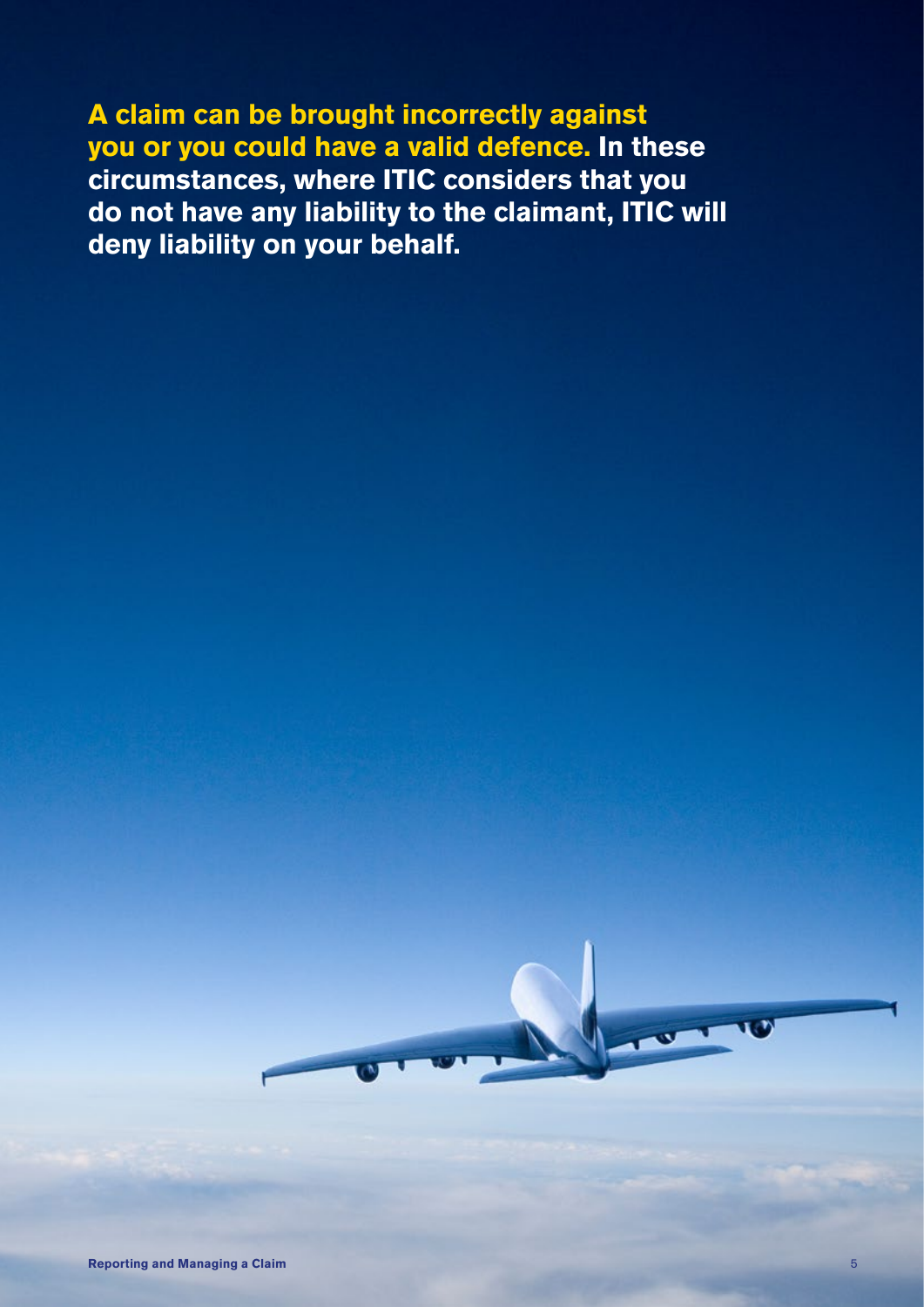**A claim can be brought incorrectly against you or you could have a valid defence. In these circumstances, where ITIC considers that you do not have any liability to the claimant, ITIC will deny liability on your behalf.**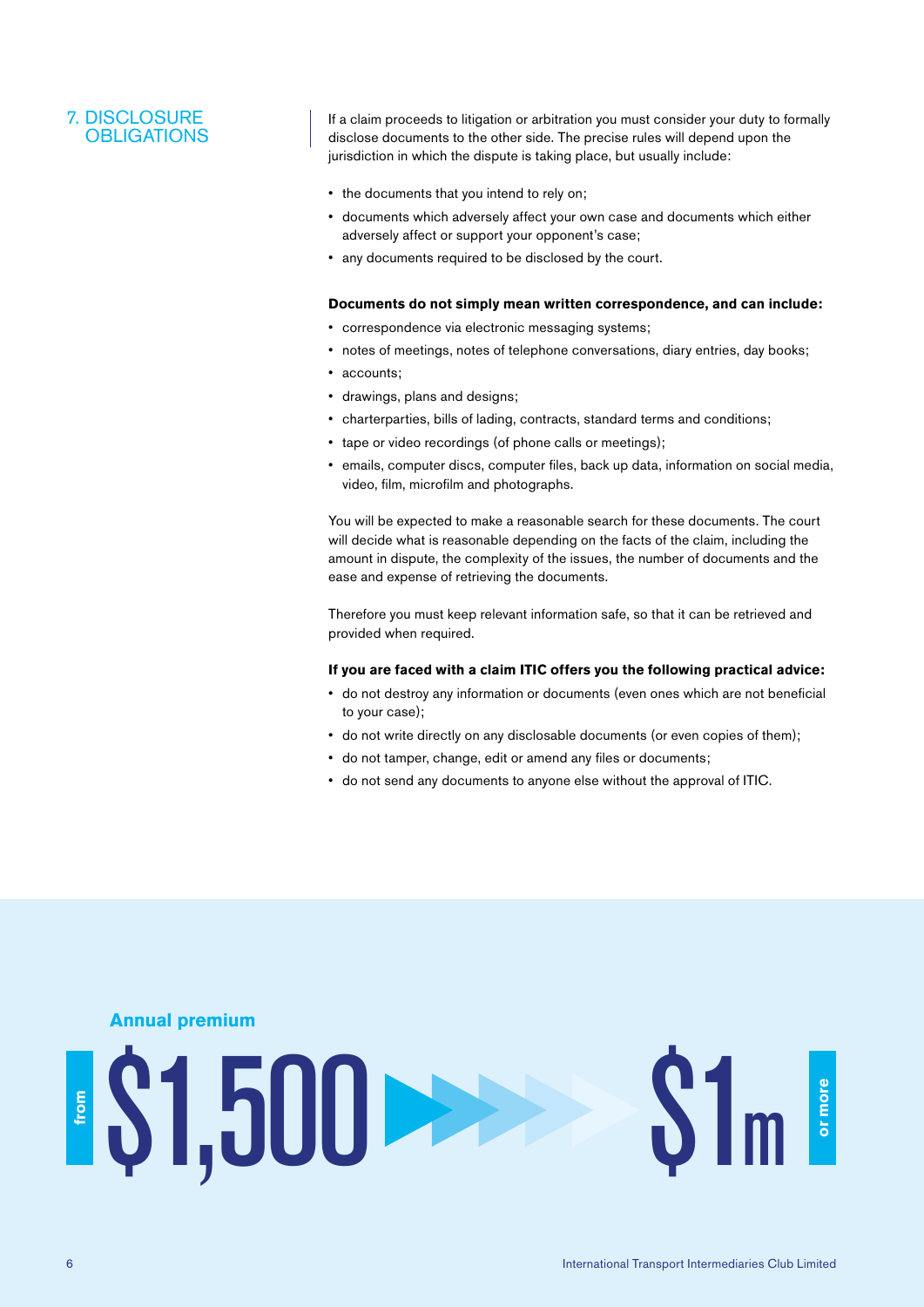## 7. DISCLOSURE OBLIGATIONS

If a claim proceeds to litigation or arbitration you must consider your duty to formally disclose documents to the other side. The precise rules will depend upon the jurisdiction in which the dispute is taking place, but usually include:

- the documents that you intend to rely on;
- documents which adversely affect your own case and documents which either adversely affect or support your opponent's case;
- any documents required to be disclosed by the court.

**Documents do not simply mean written correspondence, and can include:**

- correspondence via electronic messaging systems;
- notes of meetings, notes of telephone conversations, diary entries, day books;
- accounts;
- drawings, plans and designs;
- charterparties, bills of lading, contracts, standard terms and conditions;
- tape or video recordings (of phone calls or meetings);
- emails, computer discs, computer files, back up data, information on social media, video, film, microfilm and photographs.

You will be expected to make a reasonable search for these documents. The court will decide what is reasonable depending on the facts of the claim, including the amount in dispute, the complexity of the issues, the number of documents and the ease and expense of retrieving the documents.

Therefore you must keep relevant information safe, so that it can be retrieved and provided when required.

**If you are faced with a claim ITIC offers you the following practical advice:**

- do not destroy any information or documents (even ones which are not beneficial to your case);
- do not write directly on any disclosable documents (or even copies of them);
- do not tamper, change, edit or amend any files or documents;
- do not send any documents to anyone else without the approval of ITIC.

**Annual premium**

from **$1,500** → **$1m** or more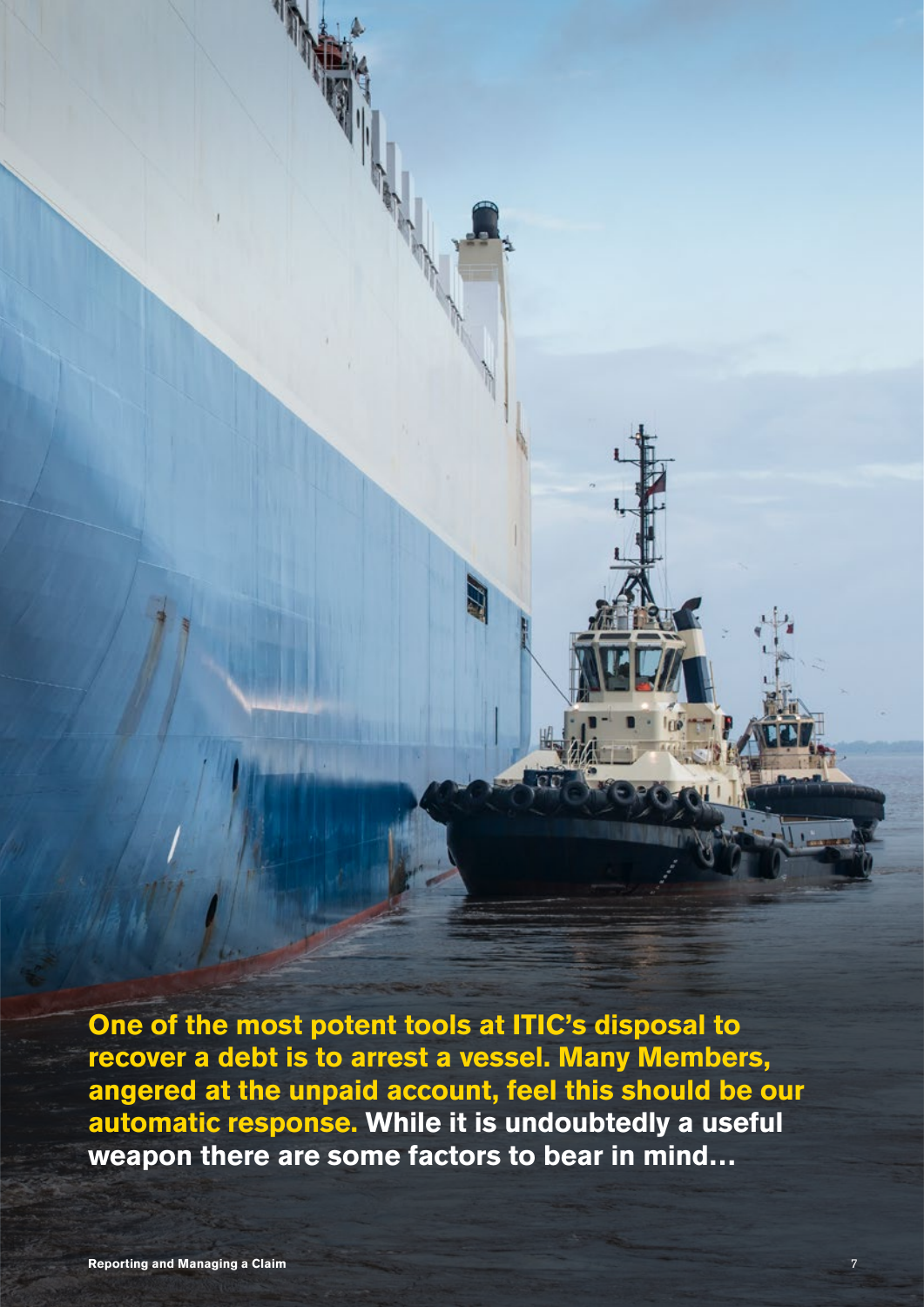**One of the most potent tools at ITIC's disposal to recover a debt is to arrest a vessel. Many Members, angered at the unpaid account, feel this should be our automatic response. While it is undoubtedly a useful weapon there are some factors to bear in mind…**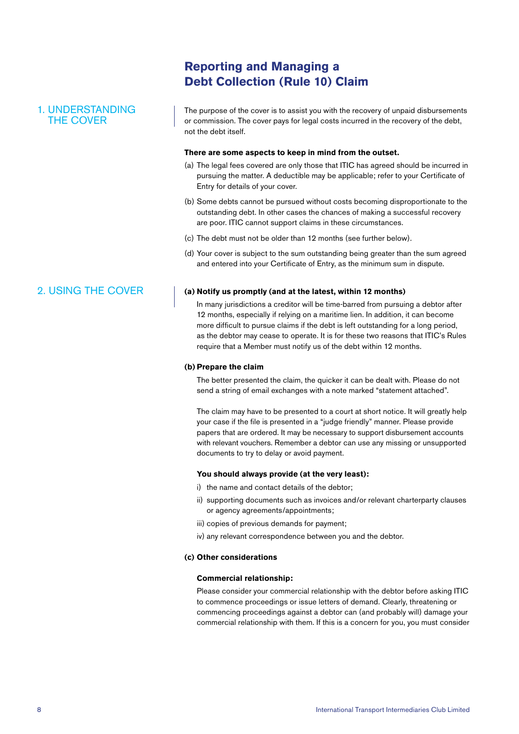# Reporting and Managing a Debt Collection (Rule 10) Claim

## 1. UNDERSTANDING THE COVER

The purpose of the cover is to assist you with the recovery of unpaid disbursements or commission. The cover pays for legal costs incurred in the recovery of the debt, not the debt itself.

**There are some aspects to keep in mind from the outset.**

(a) The legal fees covered are only those that ITIC has agreed should be incurred in pursuing the matter. A deductible may be applicable; refer to your Certificate of Entry for details of your cover.

(b) Some debts cannot be pursued without costs becoming disproportionate to the outstanding debt. In other cases the chances of making a successful recovery are poor. ITIC cannot support claims in these circumstances.

(c) The debt must not be older than 12 months (see further below).

(d) Your cover is subject to the sum outstanding being greater than the sum agreed and entered into your Certificate of Entry, as the minimum sum in dispute.

## 2. USING THE COVER

**(a) Notify us promptly (and at the latest, within 12 months)**

In many jurisdictions a creditor will be time-barred from pursuing a debtor after 12 months, especially if relying on a maritime lien. In addition, it can become more difficult to pursue claims if the debt is left outstanding for a long period, as the debtor may cease to operate. It is for these two reasons that ITIC's Rules require that a Member must notify us of the debt within 12 months.

**(b) Prepare the claim**

The better presented the claim, the quicker it can be dealt with. Please do not send a string of email exchanges with a note marked "statement attached".

The claim may have to be presented to a court at short notice. It will greatly help your case if the file is presented in a "judge friendly" manner. Please provide papers that are ordered. It may be necessary to support disbursement accounts with relevant vouchers. Remember a debtor can use any missing or unsupported documents to try to delay or avoid payment.

**You should always provide (at the very least):**

i) the name and contact details of the debtor;

ii) supporting documents such as invoices and/or relevant charterparty clauses or agency agreements/appointments;

iii) copies of previous demands for payment;

iv) any relevant correspondence between you and the debtor.

**(c) Other considerations**

**Commercial relationship:**

Please consider your commercial relationship with the debtor before asking ITIC to commence proceedings or issue letters of demand. Clearly, threatening or commencing proceedings against a debtor can (and probably will) damage your commercial relationship with them. If this is a concern for you, you must consider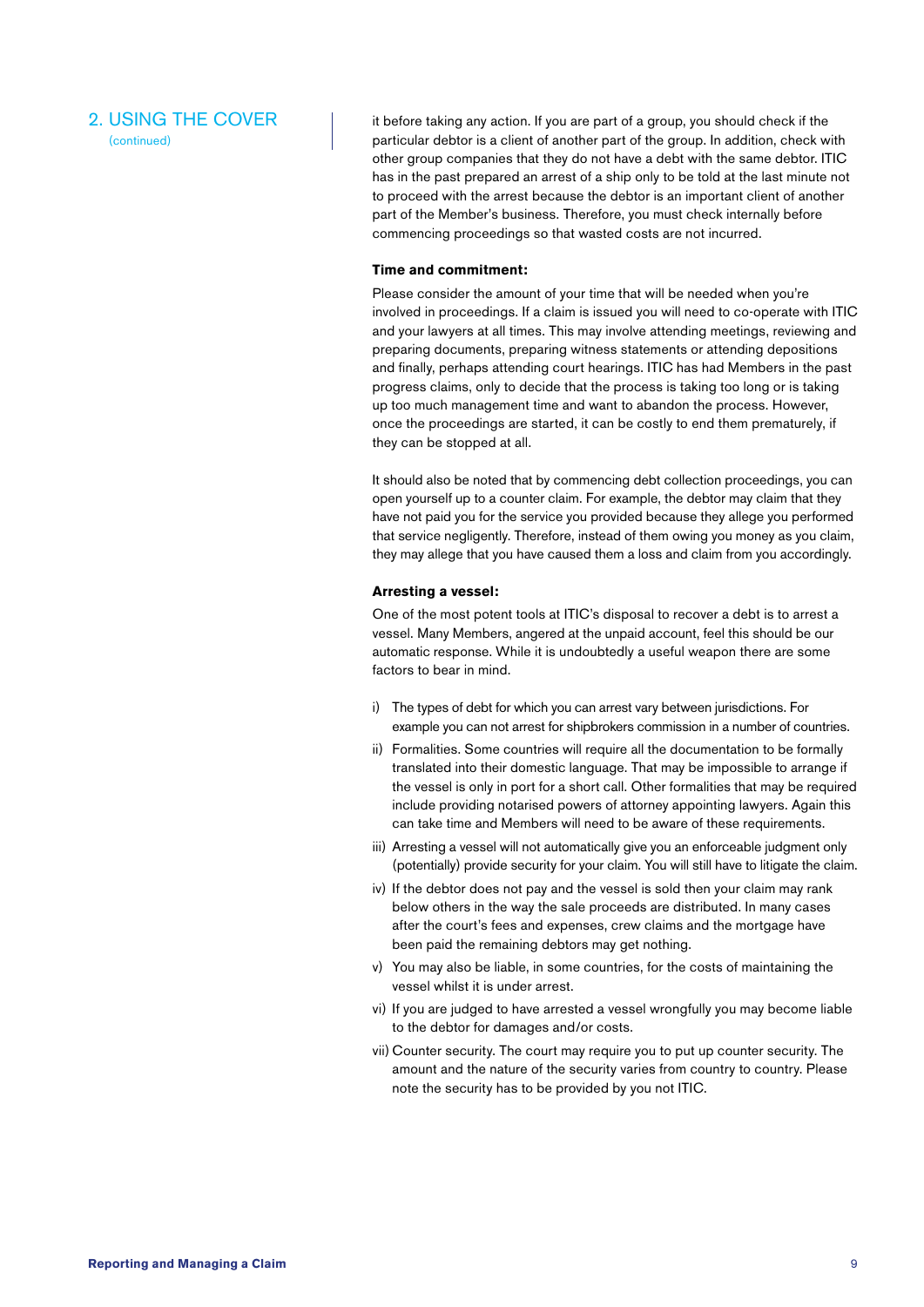## 2. USING THE COVER
(continued)

it before taking any action. If you are part of a group, you should check if the particular debtor is a client of another part of the group. In addition, check with other group companies that they do not have a debt with the same debtor. ITIC has in the past prepared an arrest of a ship only to be told at the last minute not to proceed with the arrest because the debtor is an important client of another part of the Member's business. Therefore, you must check internally before commencing proceedings so that wasted costs are not incurred.

**Time and commitment:**

Please consider the amount of your time that will be needed when you're involved in proceedings. If a claim is issued you will need to co-operate with ITIC and your lawyers at all times. This may involve attending meetings, reviewing and preparing documents, preparing witness statements or attending depositions and finally, perhaps attending court hearings. ITIC has had Members in the past progress claims, only to decide that the process is taking too long or is taking up too much management time and want to abandon the process. However, once the proceedings are started, it can be costly to end them prematurely, if they can be stopped at all.

It should also be noted that by commencing debt collection proceedings, you can open yourself up to a counter claim. For example, the debtor may claim that they have not paid you for the service you provided because they allege you performed that service negligently. Therefore, instead of them owing you money as you claim, they may allege that you have caused them a loss and claim from you accordingly.

**Arresting a vessel:**

One of the most potent tools at ITIC's disposal to recover a debt is to arrest a vessel. Many Members, angered at the unpaid account, feel this should be our automatic response. While it is undoubtedly a useful weapon there are some factors to bear in mind.

i) The types of debt for which you can arrest vary between jurisdictions. For example you can not arrest for shipbrokers commission in a number of countries.

ii) Formalities. Some countries will require all the documentation to be formally translated into their domestic language. That may be impossible to arrange if the vessel is only in port for a short call. Other formalities that may be required include providing notarised powers of attorney appointing lawyers. Again this can take time and Members will need to be aware of these requirements.

iii) Arresting a vessel will not automatically give you an enforceable judgment only (potentially) provide security for your claim. You will still have to litigate the claim.

iv) If the debtor does not pay and the vessel is sold then your claim may rank below others in the way the sale proceeds are distributed. In many cases after the court's fees and expenses, crew claims and the mortgage have been paid the remaining debtors may get nothing.

v) You may also be liable, in some countries, for the costs of maintaining the vessel whilst it is under arrest.

vi) If you are judged to have arrested a vessel wrongfully you may become liable to the debtor for damages and/or costs.

vii) Counter security. The court may require you to put up counter security. The amount and the nature of the security varies from country to country. Please note the security has to be provided by you not ITIC.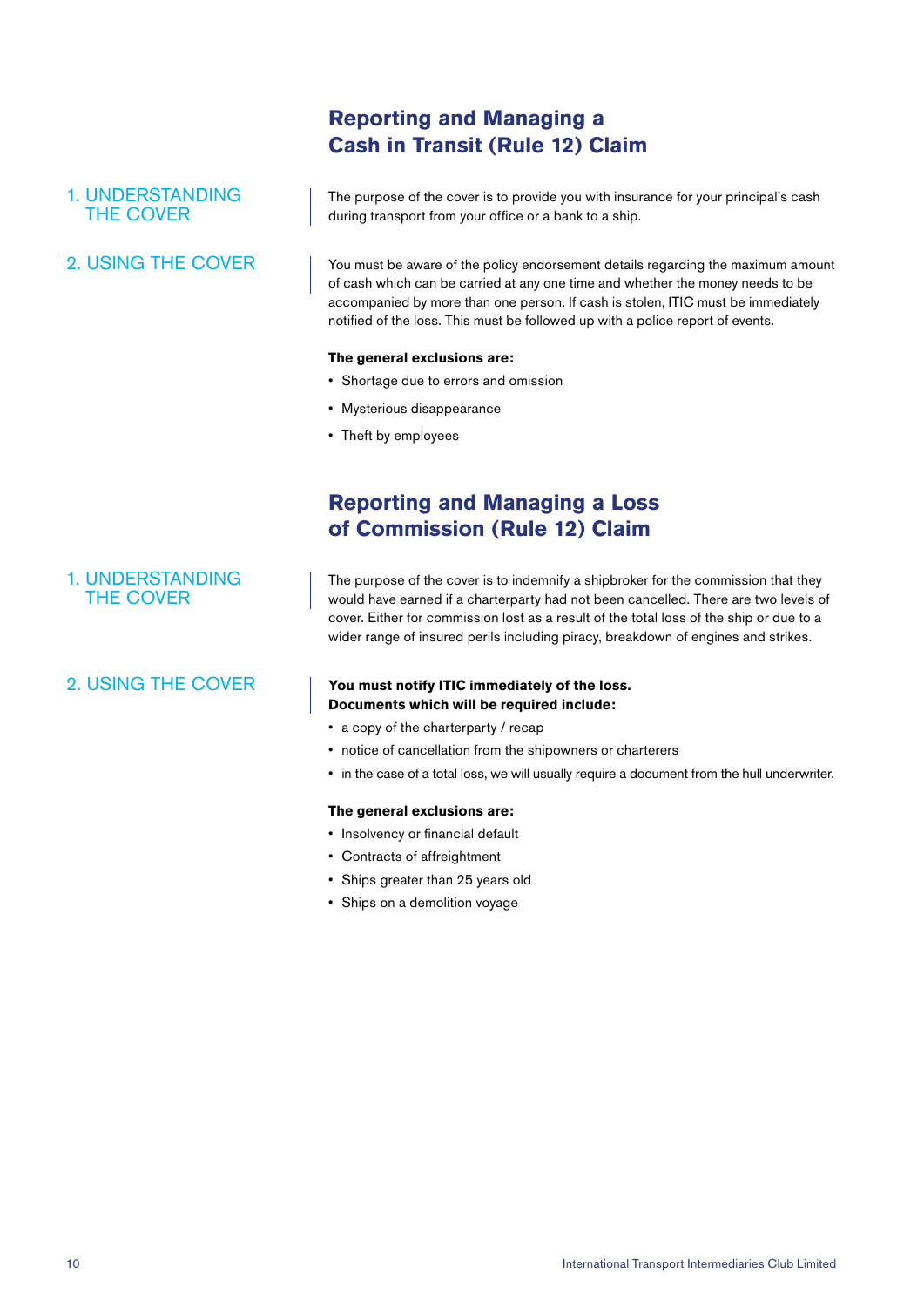## Reporting and Managing a Cash in Transit (Rule 12) Claim

### 1. UNDERSTANDING THE COVER

The purpose of the cover is to provide you with insurance for your principal's cash during transport from your office or a bank to a ship.

### 2. USING THE COVER

You must be aware of the policy endorsement details regarding the maximum amount of cash which can be carried at any one time and whether the money needs to be accompanied by more than one person. If cash is stolen, ITIC must be immediately notified of the loss. This must be followed up with a police report of events.

**The general exclusions are:**

- Shortage due to errors and omission
- Mysterious disappearance
- Theft by employees

## Reporting and Managing a Loss of Commission (Rule 12) Claim

### 1. UNDERSTANDING THE COVER

The purpose of the cover is to indemnify a shipbroker for the commission that they would have earned if a charterparty had not been cancelled. There are two levels of cover. Either for commission lost as a result of the total loss of the ship or due to a wider range of insured perils including piracy, breakdown of engines and strikes.

### 2. USING THE COVER

**You must notify ITIC immediately of the loss.**
**Documents which will be required include:**

- a copy of the charterparty / recap
- notice of cancellation from the shipowners or charterers
- in the case of a total loss, we will usually require a document from the hull underwriter.

**The general exclusions are:**

- Insolvency or financial default
- Contracts of affreightment
- Ships greater than 25 years old
- Ships on a demolition voyage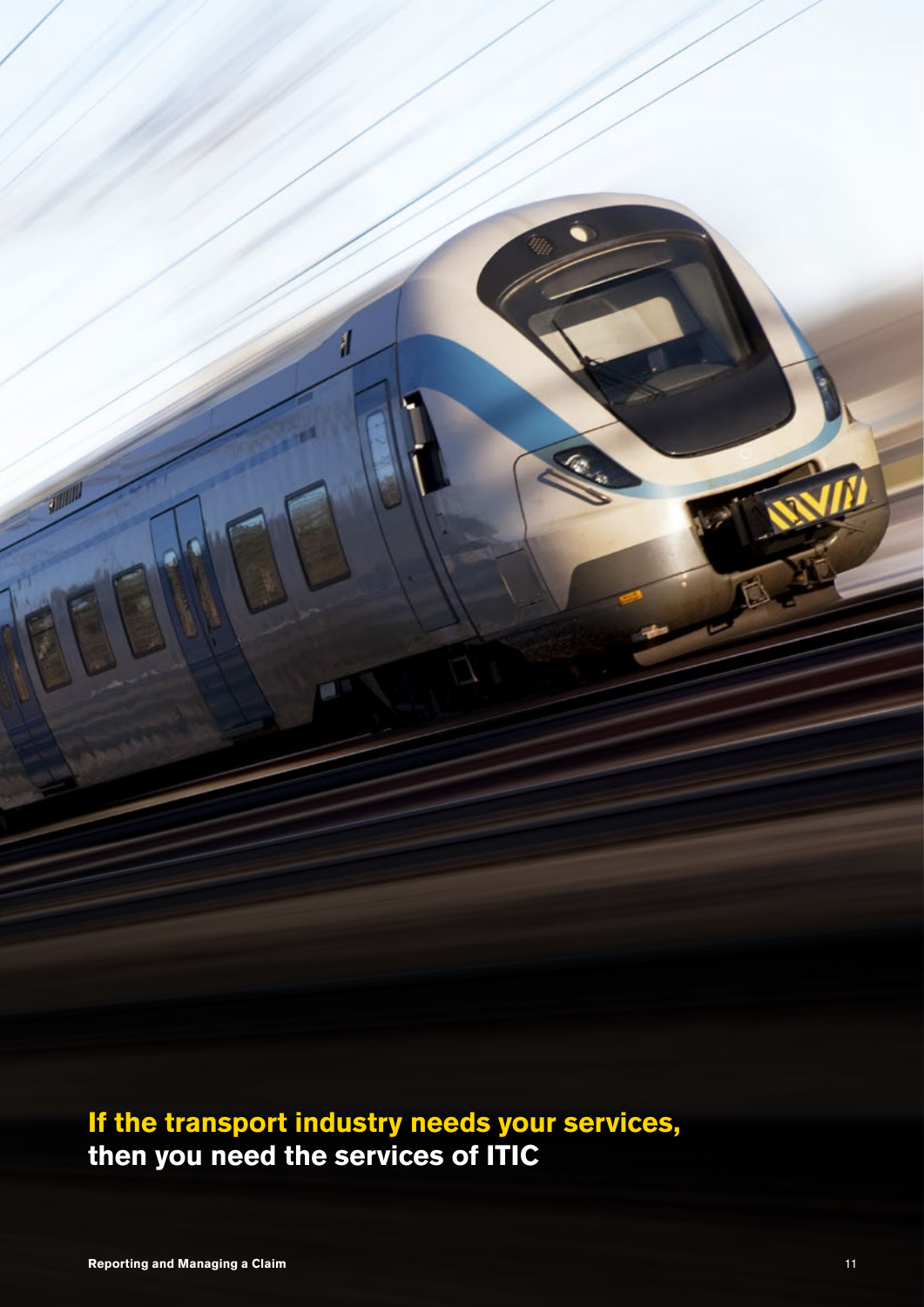**If the transport industry needs your services, then you need the services of ITIC**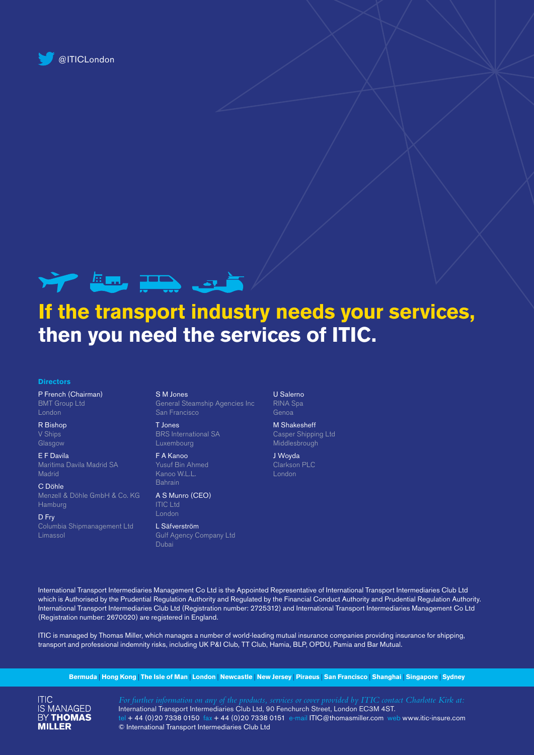@ITICLondon

# If the transport industry needs your services, then you need the services of ITIC.

**Directors**

P French (Chairman)
BMT Group Ltd
London

R Bishop
V Ships
Glasgow

E F Davila
Maritima Davila Madrid SA
Madrid

C Döhle
Menzell & Döhle GmbH & Co. KG
Hamburg

D Fry
Columbia Shipmanagement Ltd
Limassol

S M Jones
General Steamship Agencies Inc
San Francisco

T Jones
BRS International SA
Luxembourg

F A Kanoo
Yusuf Bin Ahmed
Kanoo W.L.L.
Bahrain

A S Munro (CEO)
ITIC Ltd
London

L Säfverström
Gulf Agency Company Ltd
Dubai

U Salerno
RINA Spa
Genoa

M Shakesheff
Casper Shipping Ltd
Middlesbrough

J Woyda
Clarkson PLC
London

International Transport Intermediaries Management Co Ltd is the Appointed Representative of International Transport Intermediaries Club Ltd which is Authorised by the Prudential Regulation Authority and Regulated by the Financial Conduct Authority and Prudential Regulation Authority. International Transport Intermediaries Club Ltd (Registration number: 2725312) and International Transport Intermediaries Management Co Ltd (Registration number: 2670020) are registered in England.

ITIC is managed by Thomas Miller, which manages a number of world-leading mutual insurance companies providing insurance for shipping, transport and professional indemnity risks, including UK P&I Club, TT Club, Hamia, BLP, OPDU, Pamia and Bar Mutual.

**Bermuda | Hong Kong | The Isle of Man | London | Newcastle | New Jersey | Piraeus | San Francisco | Shanghai | Singapore | Sydney**

ITIC IS MANAGED BY **THOMAS MILLER**

*For further information on any of the products, services or cover provided by ITIC contact Charlotte Kirk at:*
International Transport Intermediaries Club Ltd, 90 Fenchurch Street, London EC3M 4ST.
tel + 44 (0)20 7338 0150 fax + 44 (0)20 7338 0151 e-mail ITIC@thomasmiller.com web www.itic-insure.com
© International Transport Intermediaries Club Ltd